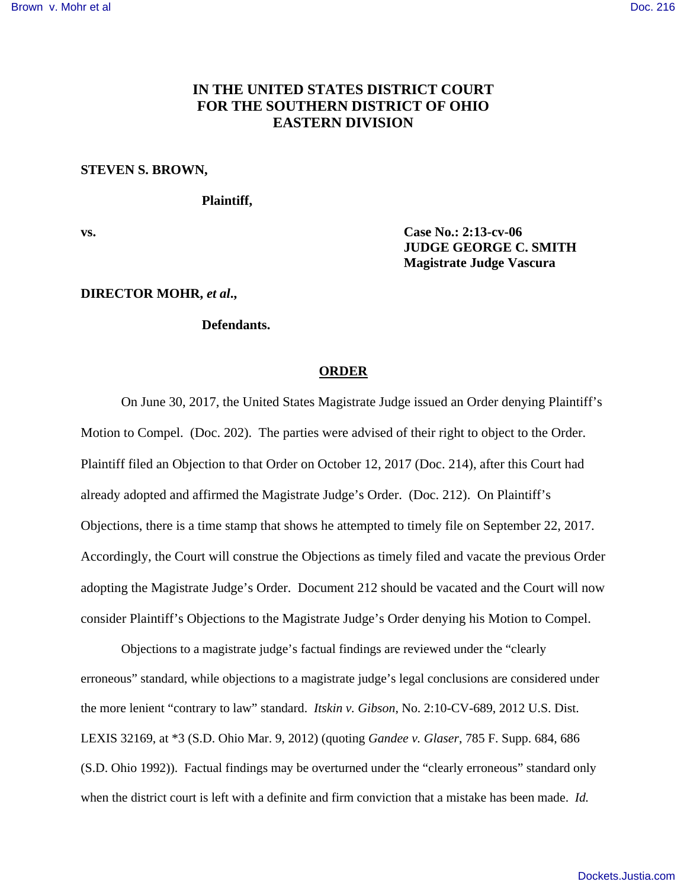**IN THE UNITED STATES DISTRICT COURT**
**FOR THE SOUTHERN DISTRICT OF OHIO**
**EASTERN DIVISION**

**STEVEN S. BROWN,**

**Plaintiff,**

**vs.**

**Case No.: 2:13-cv-06**
**JUDGE GEORGE C. SMITH**
**Magistrate Judge Vascura**

**DIRECTOR MOHR, *et al*.,**

**Defendants.**

## ORDER

On June 30, 2017, the United States Magistrate Judge issued an Order denying Plaintiff's Motion to Compel. (Doc. 202). The parties were advised of their right to object to the Order. Plaintiff filed an Objection to that Order on October 12, 2017 (Doc. 214), after this Court had already adopted and affirmed the Magistrate Judge's Order. (Doc. 212). On Plaintiff's Objections, there is a time stamp that shows he attempted to timely file on September 22, 2017. Accordingly, the Court will construe the Objections as timely filed and vacate the previous Order adopting the Magistrate Judge's Order. Document 212 should be vacated and the Court will now consider Plaintiff's Objections to the Magistrate Judge's Order denying his Motion to Compel.

Objections to a magistrate judge's factual findings are reviewed under the "clearly erroneous" standard, while objections to a magistrate judge's legal conclusions are considered under the more lenient "contrary to law" standard. *Itskin v. Gibson*, No. 2:10-CV-689, 2012 U.S. Dist. LEXIS 32169, at *3 (S.D. Ohio Mar. 9, 2012) (quoting *Gandee v. Glaser*, 785 F. Supp. 684, 686 (S.D. Ohio 1992)). Factual findings may be overturned under the "clearly erroneous" standard only when the district court is left with a definite and firm conviction that a mistake has been made. *Id.*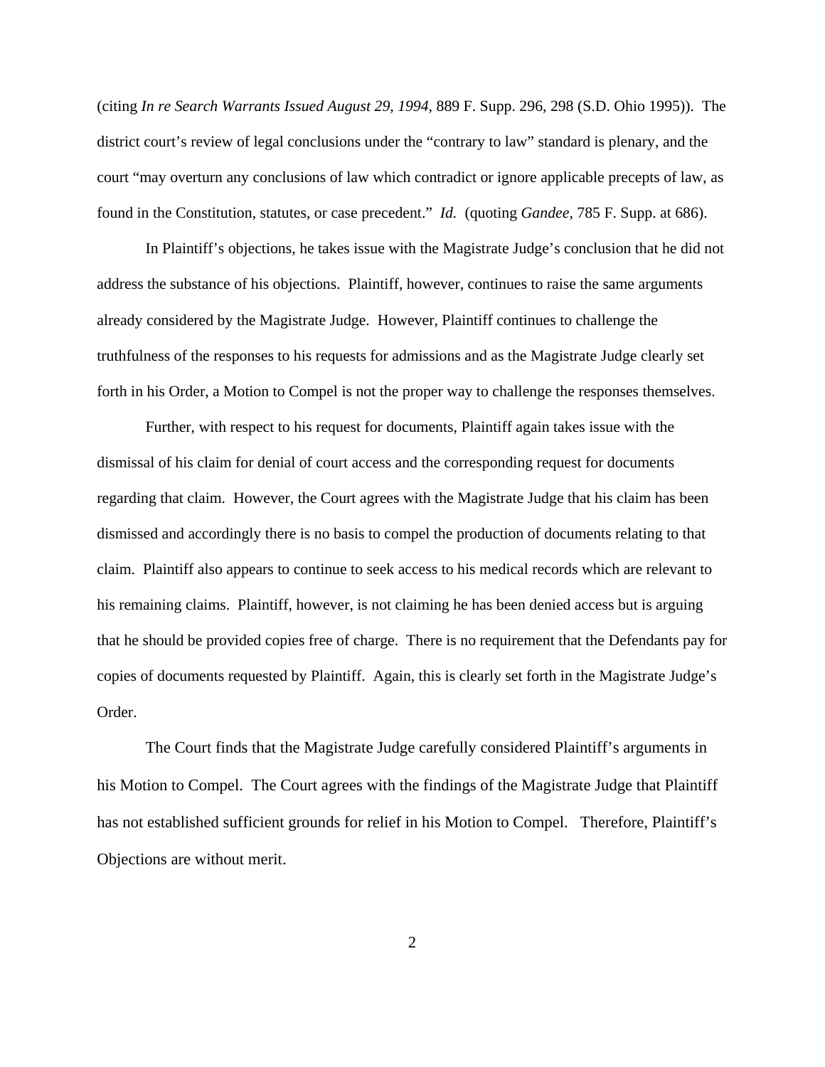(citing *In re Search Warrants Issued August 29, 1994*, 889 F. Supp. 296, 298 (S.D. Ohio 1995)). The district court's review of legal conclusions under the "contrary to law" standard is plenary, and the court "may overturn any conclusions of law which contradict or ignore applicable precepts of law, as found in the Constitution, statutes, or case precedent." *Id.* (quoting *Gandee*, 785 F. Supp. at 686).

In Plaintiff's objections, he takes issue with the Magistrate Judge's conclusion that he did not address the substance of his objections. Plaintiff, however, continues to raise the same arguments already considered by the Magistrate Judge. However, Plaintiff continues to challenge the truthfulness of the responses to his requests for admissions and as the Magistrate Judge clearly set forth in his Order, a Motion to Compel is not the proper way to challenge the responses themselves.

Further, with respect to his request for documents, Plaintiff again takes issue with the dismissal of his claim for denial of court access and the corresponding request for documents regarding that claim. However, the Court agrees with the Magistrate Judge that his claim has been dismissed and accordingly there is no basis to compel the production of documents relating to that claim. Plaintiff also appears to continue to seek access to his medical records which are relevant to his remaining claims. Plaintiff, however, is not claiming he has been denied access but is arguing that he should be provided copies free of charge. There is no requirement that the Defendants pay for copies of documents requested by Plaintiff. Again, this is clearly set forth in the Magistrate Judge's Order.

The Court finds that the Magistrate Judge carefully considered Plaintiff's arguments in his Motion to Compel. The Court agrees with the findings of the Magistrate Judge that Plaintiff has not established sufficient grounds for relief in his Motion to Compel. Therefore, Plaintiff's Objections are without merit.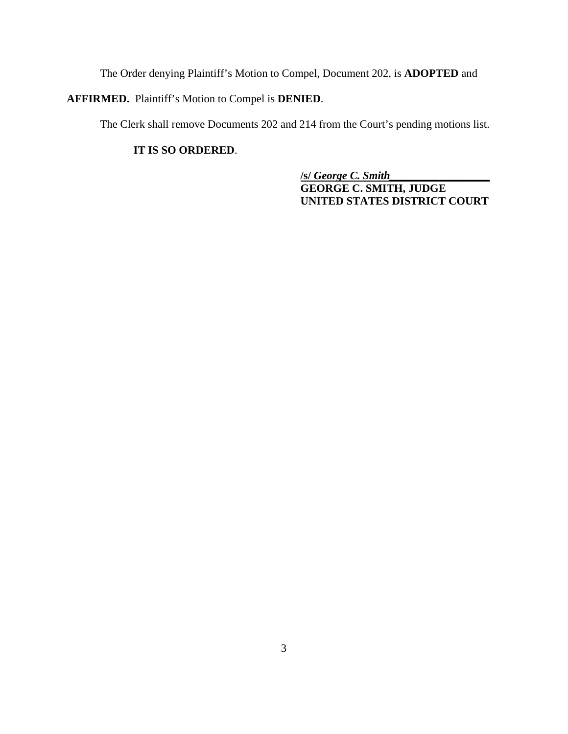The Order denying Plaintiff's Motion to Compel, Document 202, is **ADOPTED** and **AFFIRMED.** Plaintiff's Motion to Compel is **DENIED**.

The Clerk shall remove Documents 202 and 214 from the Court's pending motions list.

**IT IS SO ORDERED**.

**/s/ *George C. Smith***
**GEORGE C. SMITH, JUDGE**
**UNITED STATES DISTRICT COURT**